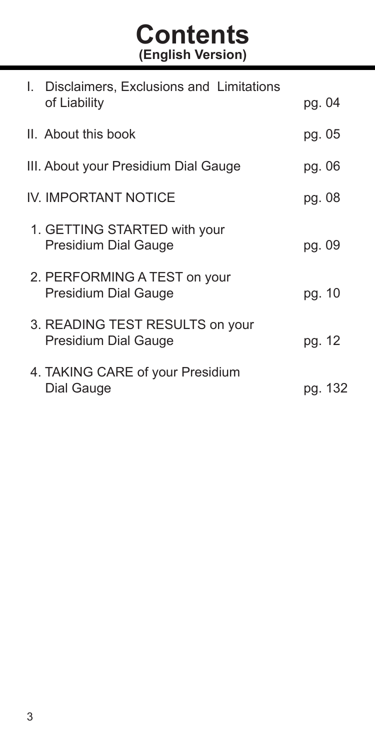# Contents
**(English Version)**

| | |
|---|---|
| I. Disclaimers, Exclusions and Limitations of Liability | pg. 04 |
| II. About this book | pg. 05 |
| III. About your Presidium Dial Gauge | pg. 06 |
| IV. IMPORTANT NOTICE | pg. 08 |
| 1. GETTING STARTED with your Presidium Dial Gauge | pg. 09 |
| 2. PERFORMING A TEST on your Presidium Dial Gauge | pg. 10 |
| 3. READING TEST RESULTS on your Presidium Dial Gauge | pg. 12 |
| 4. TAKING CARE of your Presidium Dial Gauge | pg. 132 |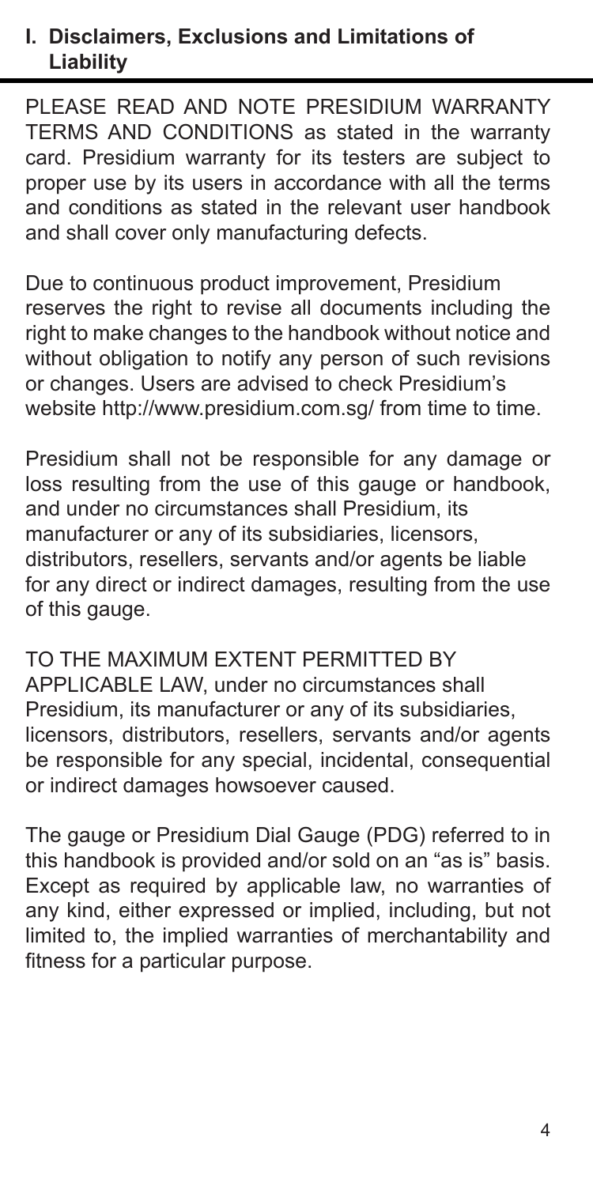## I. Disclaimers, Exclusions and Limitations of Liability

PLEASE READ AND NOTE PRESIDIUM WARRANTY TERMS AND CONDITIONS as stated in the warranty card. Presidium warranty for its testers are subject to proper use by its users in accordance with all the terms and conditions as stated in the relevant user handbook and shall cover only manufacturing defects.

Due to continuous product improvement, Presidium reserves the right to revise all documents including the right to make changes to the handbook without notice and without obligation to notify any person of such revisions or changes. Users are advised to check Presidium's website http://www.presidium.com.sg/ from time to time.

Presidium shall not be responsible for any damage or loss resulting from the use of this gauge or handbook, and under no circumstances shall Presidium, its manufacturer or any of its subsidiaries, licensors, distributors, resellers, servants and/or agents be liable for any direct or indirect damages, resulting from the use of this gauge.

TO THE MAXIMUM EXTENT PERMITTED BY APPLICABLE LAW, under no circumstances shall Presidium, its manufacturer or any of its subsidiaries, licensors, distributors, resellers, servants and/or agents be responsible for any special, incidental, consequential or indirect damages howsoever caused.

The gauge or Presidium Dial Gauge (PDG) referred to in this handbook is provided and/or sold on an "as is" basis. Except as required by applicable law, no warranties of any kind, either expressed or implied, including, but not limited to, the implied warranties of merchantability and fitness for a particular purpose.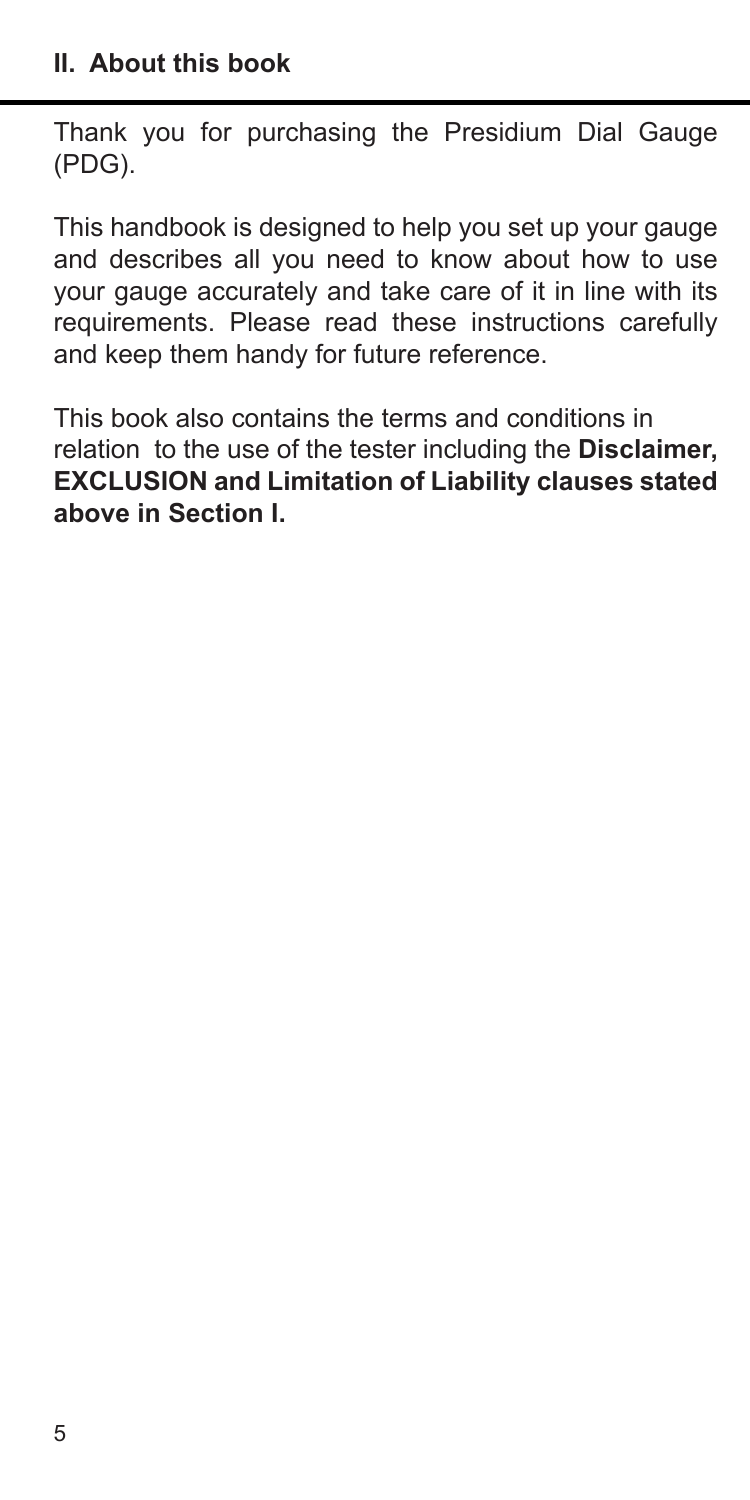## II. About this book

Thank you for purchasing the Presidium Dial Gauge (PDG).

This handbook is designed to help you set up your gauge and describes all you need to know about how to use your gauge accurately and take care of it in line with its requirements. Please read these instructions carefully and keep them handy for future reference.

This book also contains the terms and conditions in relation to the use of the tester including the **Disclaimer, EXCLUSION and Limitation of Liability clauses stated above in Section I.**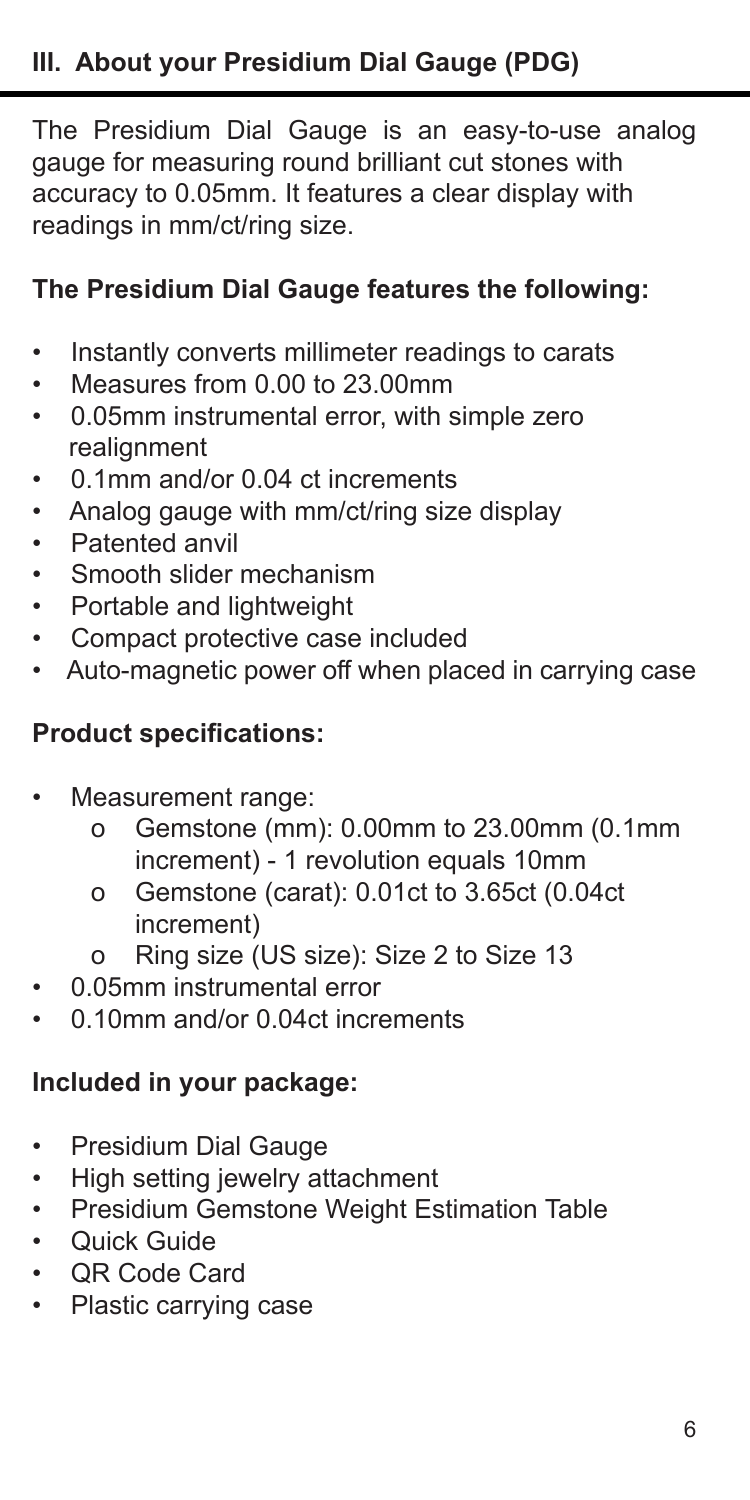## III. About your Presidium Dial Gauge (PDG)

The Presidium Dial Gauge is an easy-to-use analog gauge for measuring round brilliant cut stones with accuracy to 0.05mm. It features a clear display with readings in mm/ct/ring size.

### The Presidium Dial Gauge features the following:

- Instantly converts millimeter readings to carats
- Measures from 0.00 to 23.00mm
- 0.05mm instrumental error, with simple zero realignment
- 0.1mm and/or 0.04 ct increments
- Analog gauge with mm/ct/ring size display
- Patented anvil
- Smooth slider mechanism
- Portable and lightweight
- Compact protective case included
- Auto-magnetic power off when placed in carrying case

### Product specifications:

- Measurement range:
  - Gemstone (mm): 0.00mm to 23.00mm (0.1mm increment) - 1 revolution equals 10mm
  - Gemstone (carat): 0.01ct to 3.65ct (0.04ct increment)
  - Ring size (US size): Size 2 to Size 13
- 0.05mm instrumental error
- 0.10mm and/or 0.04ct increments

### Included in your package:

- Presidium Dial Gauge
- High setting jewelry attachment
- Presidium Gemstone Weight Estimation Table
- Quick Guide
- QR Code Card
- Plastic carrying case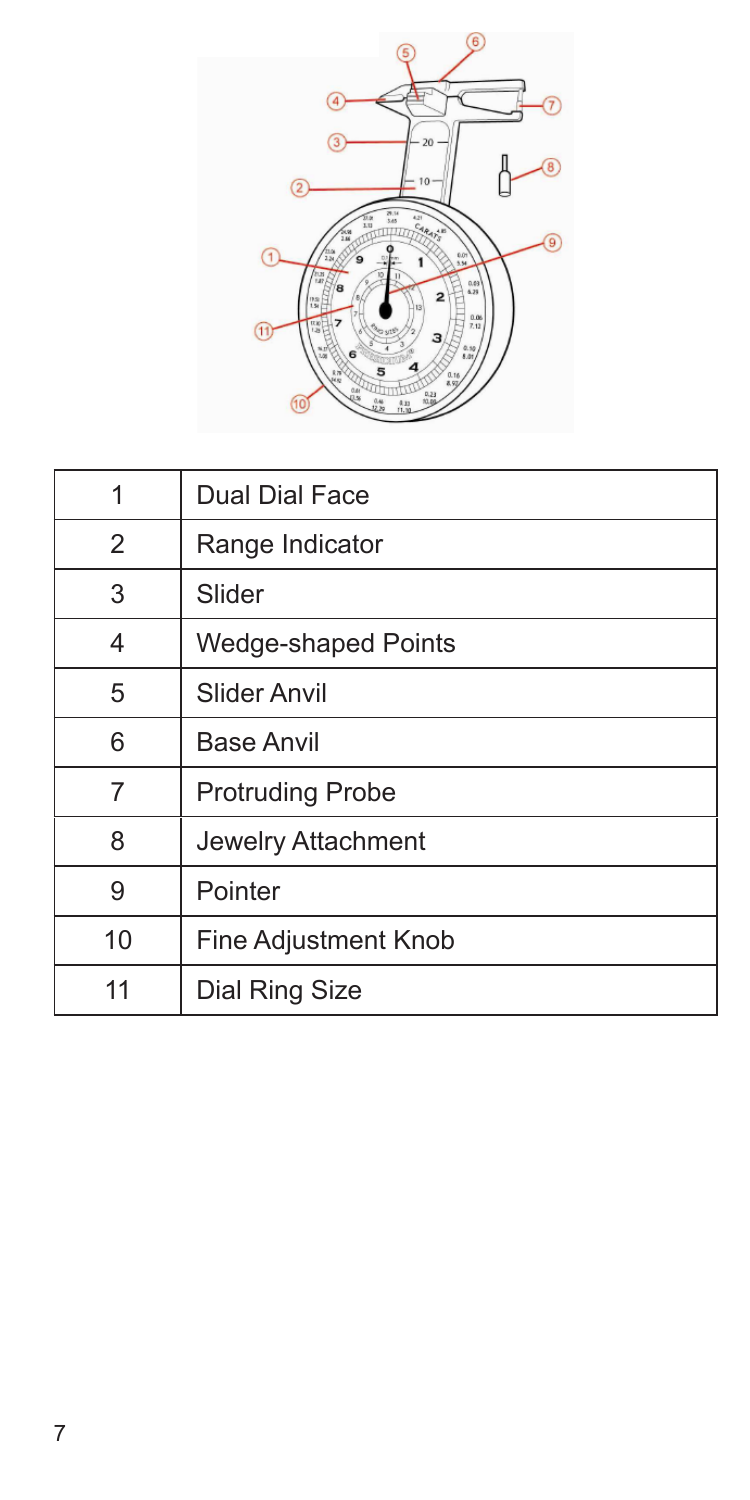| 1 | Dual Dial Face |
| --- | --- |
| 2 | Range Indicator |
| 3 | Slider |
| 4 | Wedge-shaped Points |
| 5 | Slider Anvil |
| 6 | Base Anvil |
| 7 | Protruding Probe |
| 8 | Jewelry Attachment |
| 9 | Pointer |
| 10 | Fine Adjustment Knob |
| 11 | Dial Ring Size |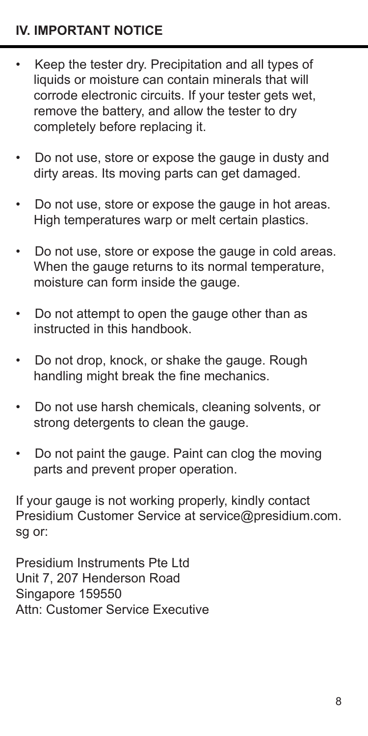## IV. IMPORTANT NOTICE

- Keep the tester dry. Precipitation and all types of liquids or moisture can contain minerals that will corrode electronic circuits. If your tester gets wet, remove the battery, and allow the tester to dry completely before replacing it.
- Do not use, store or expose the gauge in dusty and dirty areas. Its moving parts can get damaged.
- Do not use, store or expose the gauge in hot areas. High temperatures warp or melt certain plastics.
- Do not use, store or expose the gauge in cold areas. When the gauge returns to its normal temperature, moisture can form inside the gauge.
- Do not attempt to open the gauge other than as instructed in this handbook.
- Do not drop, knock, or shake the gauge. Rough handling might break the fine mechanics.
- Do not use harsh chemicals, cleaning solvents, or strong detergents to clean the gauge.
- Do not paint the gauge. Paint can clog the moving parts and prevent proper operation.

If your gauge is not working properly, kindly contact Presidium Customer Service at service@presidium.com.sg or:

Presidium Instruments Pte Ltd
Unit 7, 207 Henderson Road
Singapore 159550
Attn: Customer Service Executive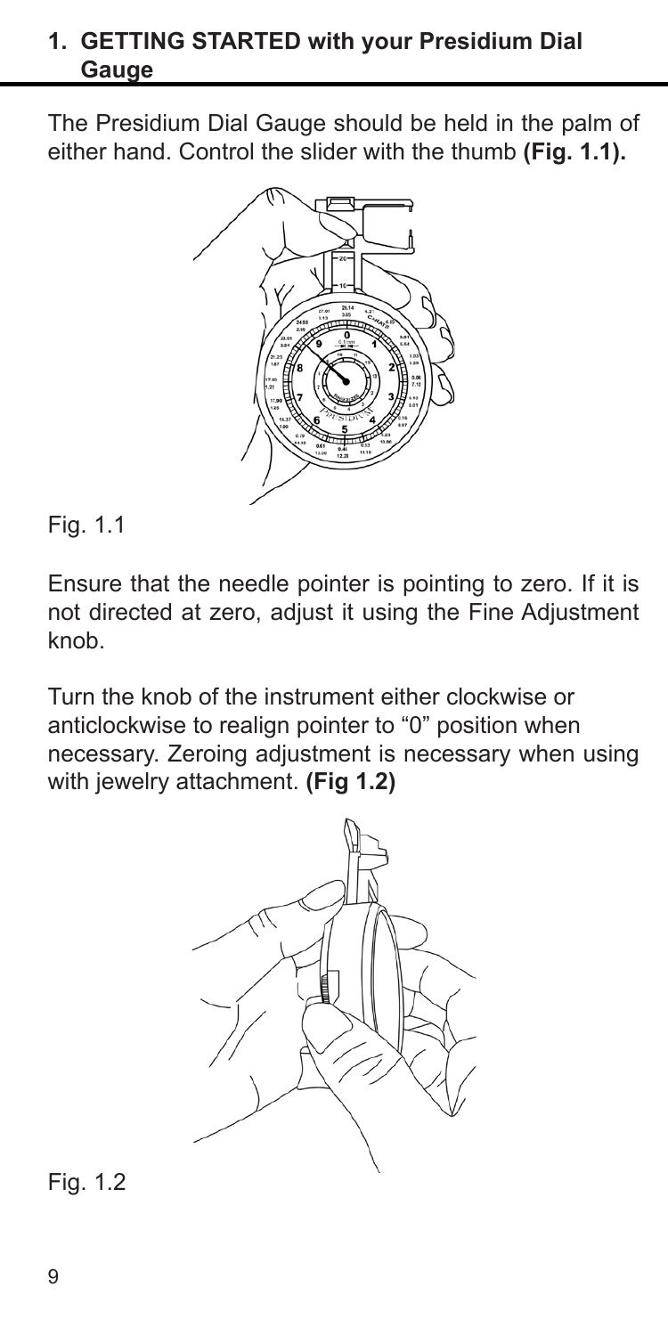## 1. GETTING STARTED with your Presidium Dial Gauge

The Presidium Dial Gauge should be held in the palm of either hand. Control the slider with the thumb **(Fig. 1.1).**

Fig. 1.1

Ensure that the needle pointer is pointing to zero. If it is not directed at zero, adjust it using the Fine Adjustment knob.

Turn the knob of the instrument either clockwise or anticlockwise to realign pointer to "0" position when necessary. Zeroing adjustment is necessary when using with jewelry attachment. **(Fig 1.2)**

Fig. 1.2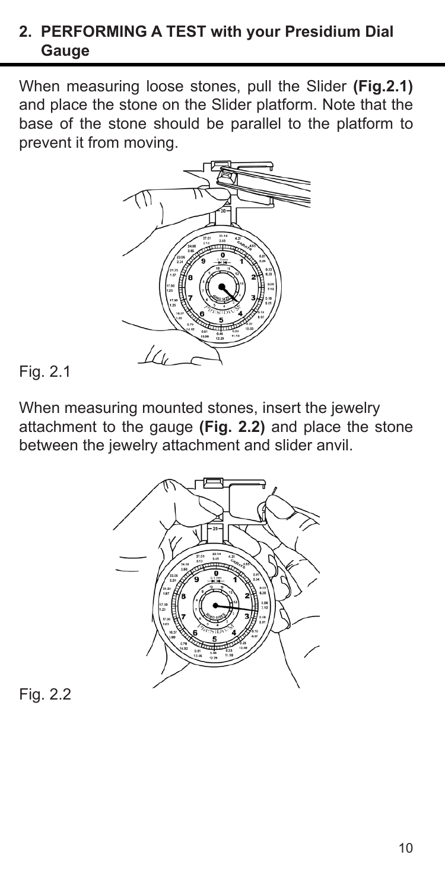## 2. PERFORMING A TEST with your Presidium Dial Gauge

When measuring loose stones, pull the Slider **(Fig.2.1)** and place the stone on the Slider platform. Note that the base of the stone should be parallel to the platform to prevent it from moving.

Fig. 2.1

When measuring mounted stones, insert the jewelry attachment to the gauge **(Fig. 2.2)** and place the stone between the jewelry attachment and slider anvil.

Fig. 2.2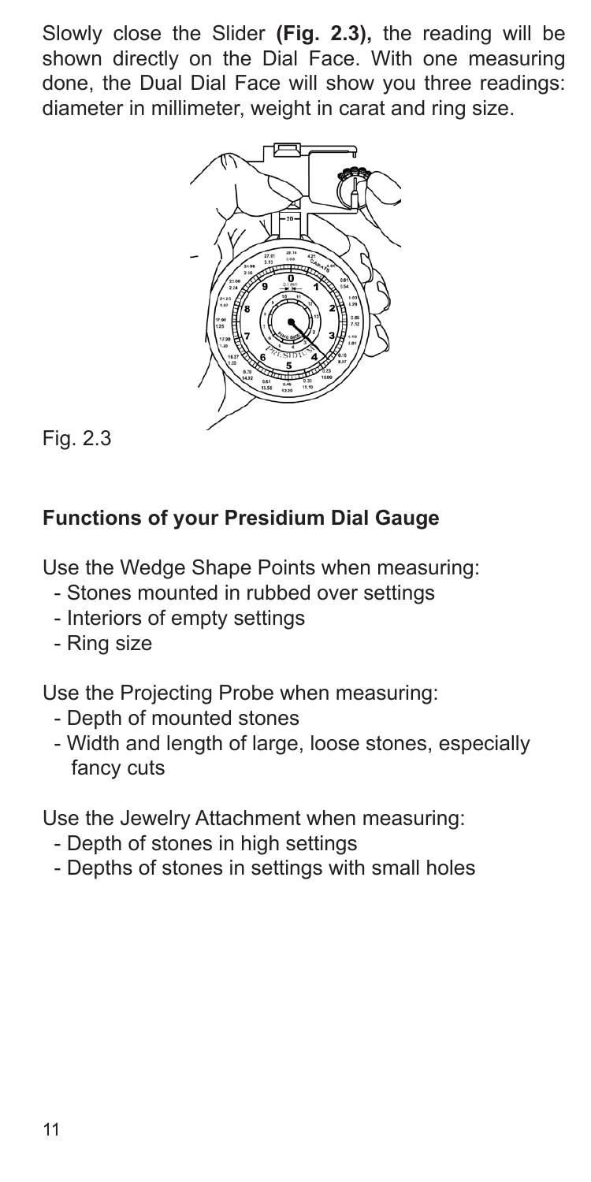Slowly close the Slider **(Fig. 2.3),** the reading will be shown directly on the Dial Face. With one measuring done, the Dual Dial Face will show you three readings: diameter in millimeter, weight in carat and ring size.

Fig. 2.3

## Functions of your Presidium Dial Gauge

Use the Wedge Shape Points when measuring:

- Stones mounted in rubbed over settings
- Interiors of empty settings
- Ring size

Use the Projecting Probe when measuring:

- Depth of mounted stones
- Width and length of large, loose stones, especially fancy cuts

Use the Jewelry Attachment when measuring:

- Depth of stones in high settings
- Depths of stones in settings with small holes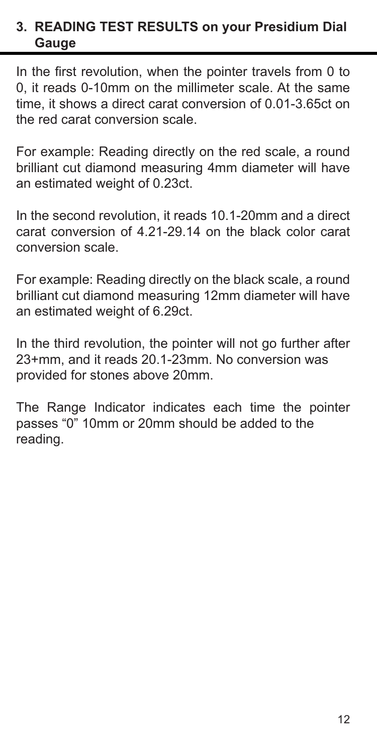## 3. READING TEST RESULTS on your Presidium Dial Gauge

In the first revolution, when the pointer travels from 0 to 0, it reads 0-10mm on the millimeter scale. At the same time, it shows a direct carat conversion of 0.01-3.65ct on the red carat conversion scale.

For example: Reading directly on the red scale, a round brilliant cut diamond measuring 4mm diameter will have an estimated weight of 0.23ct.

In the second revolution, it reads 10.1-20mm and a direct carat conversion of 4.21-29.14 on the black color carat conversion scale.

For example: Reading directly on the black scale, a round brilliant cut diamond measuring 12mm diameter will have an estimated weight of 6.29ct.

In the third revolution, the pointer will not go further after 23+mm, and it reads 20.1-23mm. No conversion was provided for stones above 20mm.

The Range Indicator indicates each time the pointer passes "0" 10mm or 20mm should be added to the reading.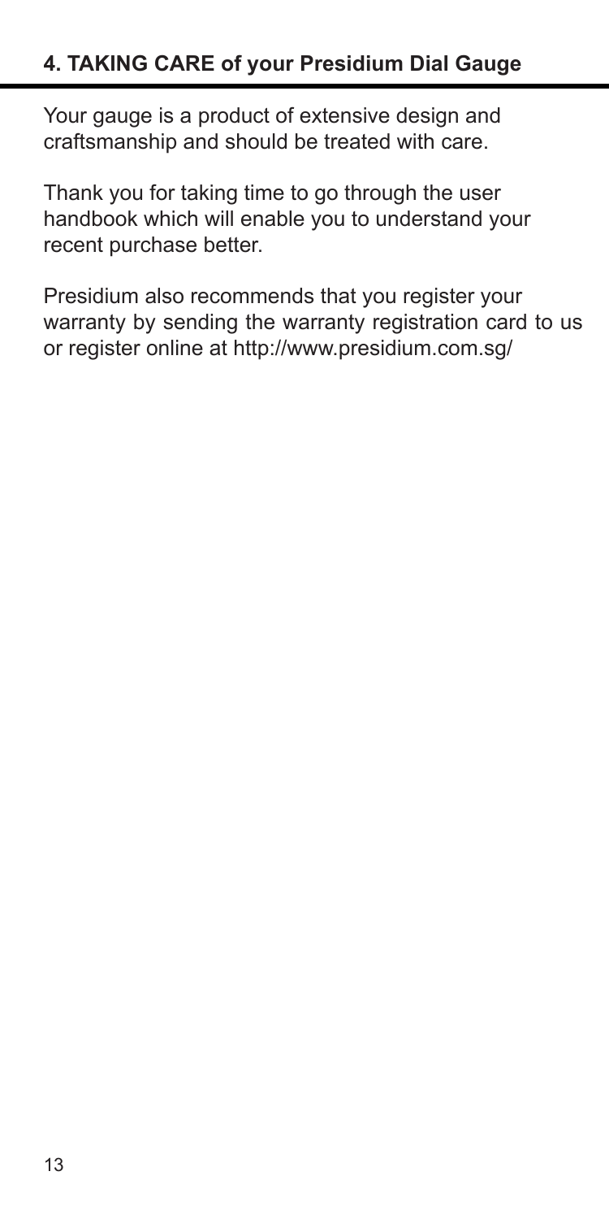## 4. TAKING CARE of your Presidium Dial Gauge

Your gauge is a product of extensive design and craftsmanship and should be treated with care.

Thank you for taking time to go through the user handbook which will enable you to understand your recent purchase better.

Presidium also recommends that you register your warranty by sending the warranty registration card to us or register online at http://www.presidium.com.sg/